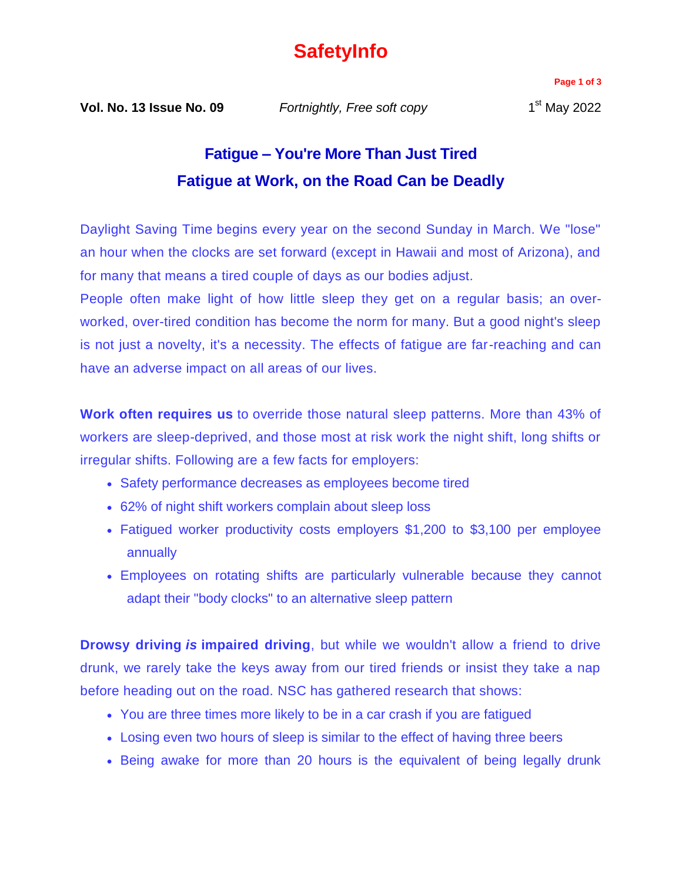# SafetyInfo

**Vol. No. 13 Issue No. 09** *Fortnightly, Free soft copy* 1st May 2022

## Fatigue – You're More Than Just Tired

## Fatigue at Work, on the Road Can be Deadly

Daylight Saving Time begins every year on the second Sunday in March. We "lose" an hour when the clocks are set forward (except in Hawaii and most of Arizona), and for many that means a tired couple of days as our bodies adjust.

People often make light of how little sleep they get on a regular basis; an over-worked, over-tired condition has become the norm for many. But a good night's sleep is not just a novelty, it's a necessity. The effects of fatigue are far-reaching and can have an adverse impact on all areas of our lives.

**Work often requires us** to override those natural sleep patterns. More than 43% of workers are sleep-deprived, and those most at risk work the night shift, long shifts or irregular shifts. Following are a few facts for employers:

- Safety performance decreases as employees become tired
- 62% of night shift workers complain about sleep loss
- Fatigued worker productivity costs employers $1,200 to $3,100 per employee annually
- Employees on rotating shifts are particularly vulnerable because they cannot adapt their "body clocks" to an alternative sleep pattern

**Drowsy driving *is* impaired driving**, but while we wouldn't allow a friend to drive drunk, we rarely take the keys away from our tired friends or insist they take a nap before heading out on the road. NSC has gathered research that shows:

- You are three times more likely to be in a car crash if you are fatigued
- Losing even two hours of sleep is similar to the effect of having three beers
- Being awake for more than 20 hours is the equivalent of being legally drunk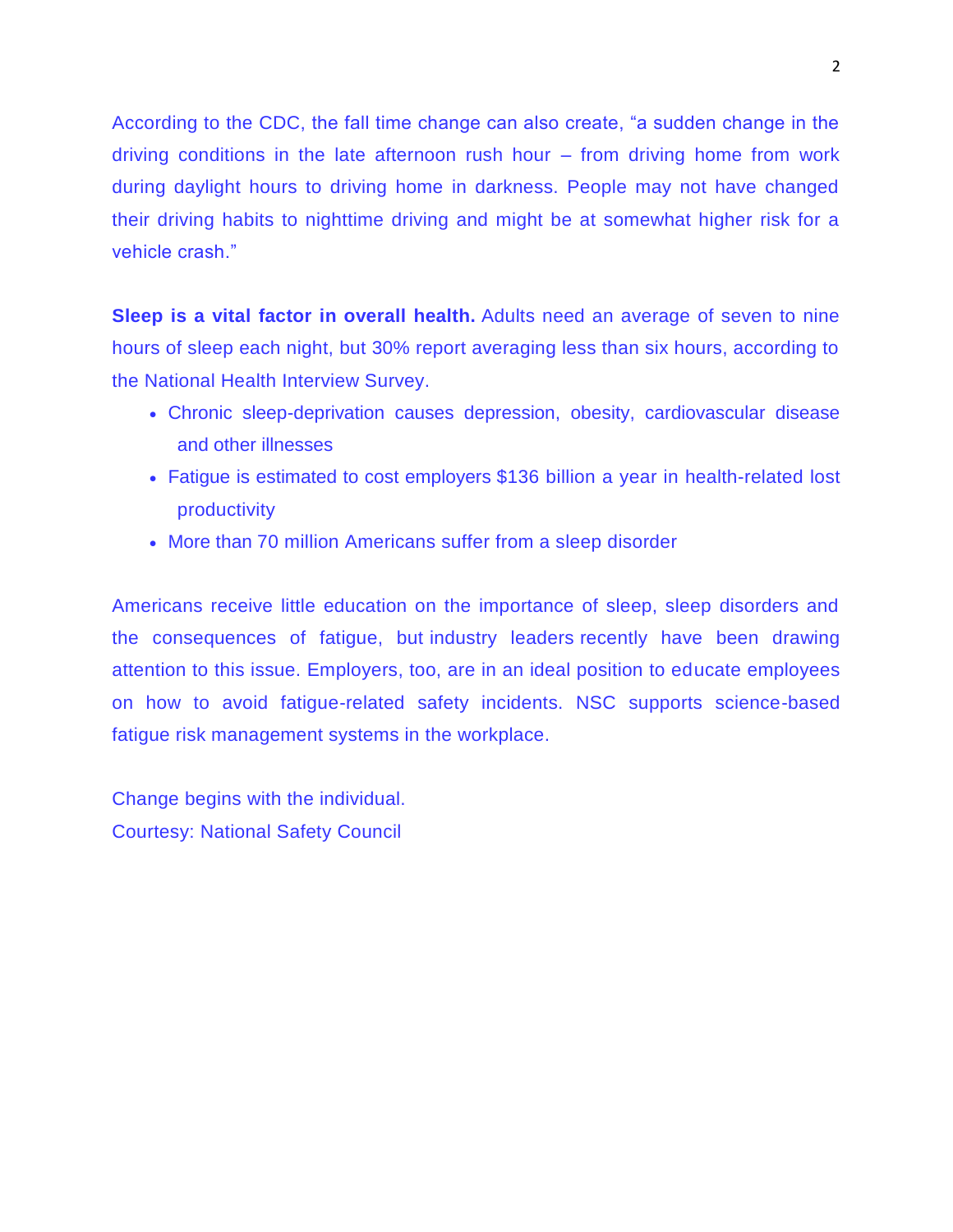According to the CDC, the fall time change can also create, "a sudden change in the driving conditions in the late afternoon rush hour – from driving home from work during daylight hours to driving home in darkness. People may not have changed their driving habits to nighttime driving and might be at somewhat higher risk for a vehicle crash."

**Sleep is a vital factor in overall health.** Adults need an average of seven to nine hours of sleep each night, but 30% report averaging less than six hours, according to the National Health Interview Survey.

- Chronic sleep-deprivation causes depression, obesity, cardiovascular disease and other illnesses
- Fatigue is estimated to cost employers $136 billion a year in health-related lost productivity
- More than 70 million Americans suffer from a sleep disorder

Americans receive little education on the importance of sleep, sleep disorders and the consequences of fatigue, but industry leaders recently have been drawing attention to this issue. Employers, too, are in an ideal position to educate employees on how to avoid fatigue-related safety incidents. NSC supports science-based fatigue risk management systems in the workplace.

Change begins with the individual.
Courtesy: National Safety Council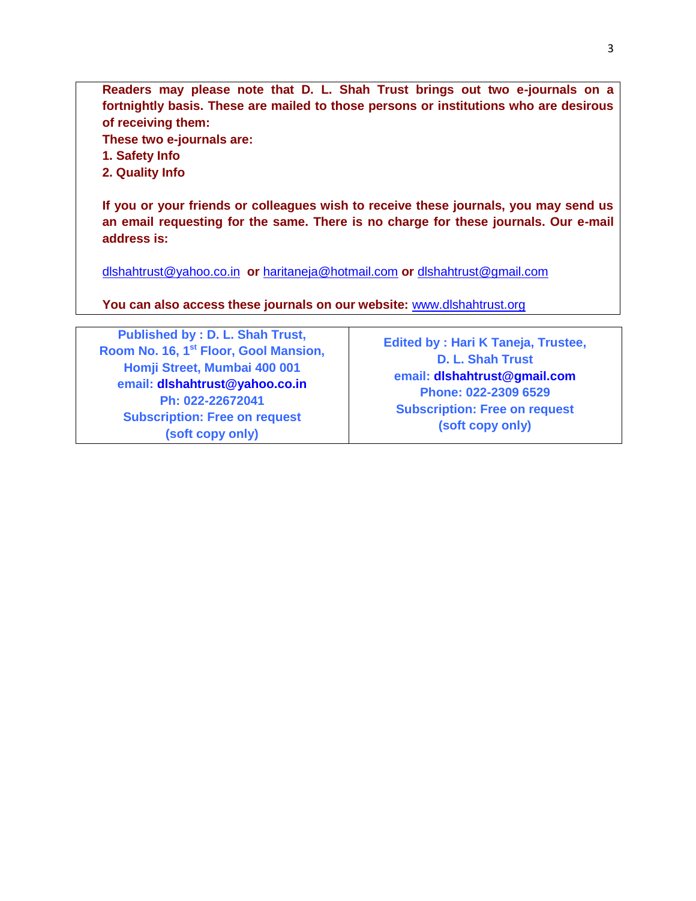**Readers may please note that D. L. Shah Trust brings out two e-journals on a fortnightly basis. These are mailed to those persons or institutions who are desirous of receiving them:**

**These two e-journals are:**

**1. Safety Info**

**2. Quality Info**

**If you or your friends or colleagues wish to receive these journals, you may send us an email requesting for the same. There is no charge for these journals. Our e-mail address is:**

dlshahtrust@yahoo.co.in **or** haritaneja@hotmail.com **or** dlshahtrust@gmail.com

**You can also access these journals on our website:** www.dlshahtrust.org

| | |
|---|---|
| **Published by : D. L. Shah Trust, Room No. 16, 1st Floor, Gool Mansion, Homji Street, Mumbai 400 001**<br>**email: dlshahtrust@yahoo.co.in**<br>**Ph: 022-22672041**<br>**Subscription: Free on request (soft copy only)** | **Edited by : Hari K Taneja, Trustee, D. L. Shah Trust**<br>**email: dlshahtrust@gmail.com**<br>**Phone: 022-2309 6529**<br>**Subscription: Free on request (soft copy only)** |